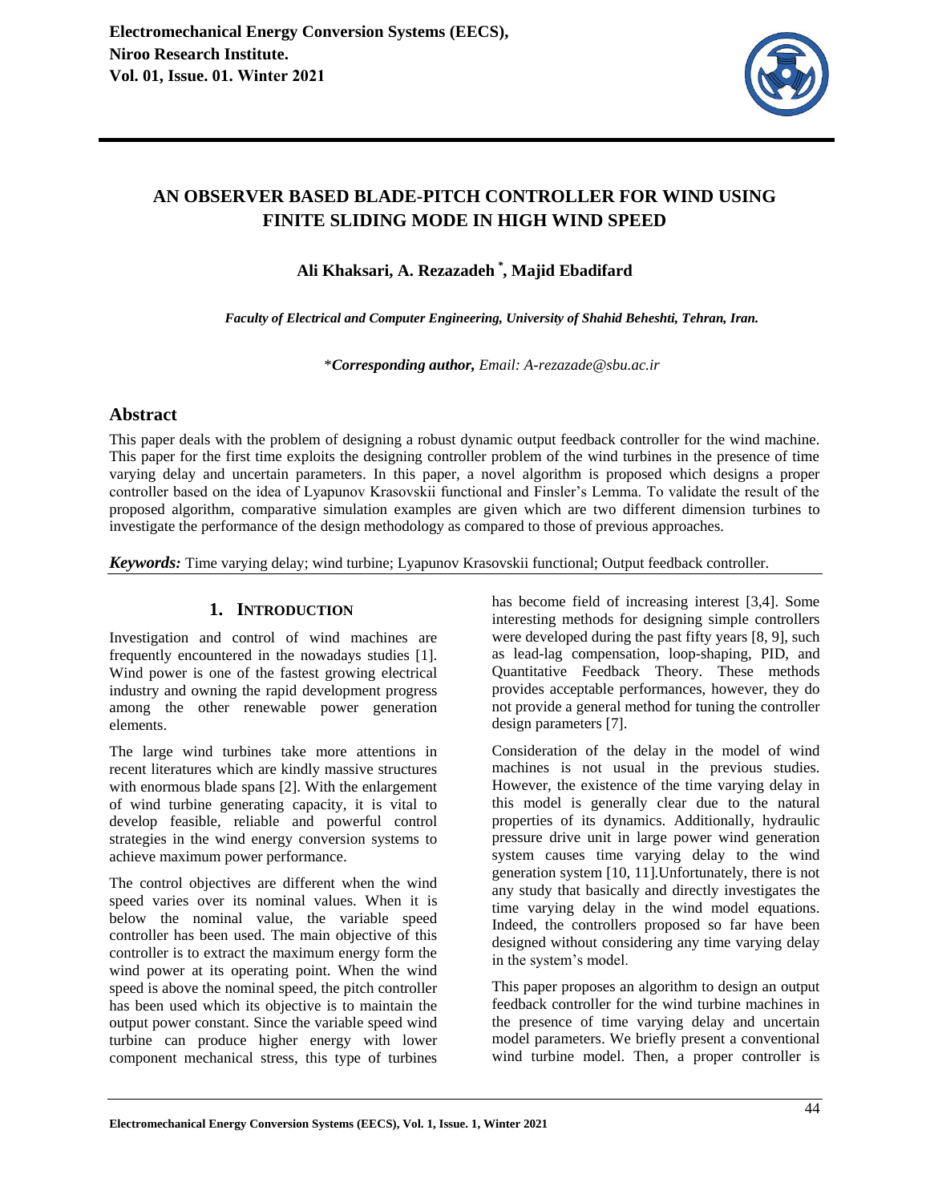# AN OBSERVER BASED BLADE-PITCH CONTROLLER FOR WIND USING FINITE SLIDING MODE IN HIGH WIND SPEED

**Ali Khaksari, A. Rezazadeh [*], Majid Ebadifard**

*Faculty of Electrical and Computer Engineering, University of Shahid Beheshti, Tehran, Iran.*

\**Corresponding author, Email: A-rezazade@sbu.ac.ir*

## Abstract

This paper deals with the problem of designing a robust dynamic output feedback controller for the wind machine. This paper for the first time exploits the designing controller problem of the wind turbines in the presence of time varying delay and uncertain parameters. In this paper, a novel algorithm is proposed which designs a proper controller based on the idea of Lyapunov Krasovskii functional and Finsler's Lemma. To validate the result of the proposed algorithm, comparative simulation examples are given which are two different dimension turbines to investigate the performance of the design methodology as compared to those of previous approaches.

***Keywords:*** Time varying delay; wind turbine; Lyapunov Krasovskii functional; Output feedback controller.

## 1. INTRODUCTION

Investigation and control of wind machines are frequently encountered in the nowadays studies [1]. Wind power is one of the fastest growing electrical industry and owning the rapid development progress among the other renewable power generation elements.

The large wind turbines take more attentions in recent literatures which are kindly massive structures with enormous blade spans [2]. With the enlargement of wind turbine generating capacity, it is vital to develop feasible, reliable and powerful control strategies in the wind energy conversion systems to achieve maximum power performance.

The control objectives are different when the wind speed varies over its nominal values. When it is below the nominal value, the variable speed controller has been used. The main objective of this controller is to extract the maximum energy form the wind power at its operating point. When the wind speed is above the nominal speed, the pitch controller has been used which its objective is to maintain the output power constant. Since the variable speed wind turbine can produce higher energy with lower component mechanical stress, this type of turbines has become field of increasing interest [3,4]. Some interesting methods for designing simple controllers were developed during the past fifty years [8, 9], such as lead-lag compensation, loop-shaping, PID, and Quantitative Feedback Theory. These methods provides acceptable performances, however, they do not provide a general method for tuning the controller design parameters [7].

Consideration of the delay in the model of wind machines is not usual in the previous studies. However, the existence of the time varying delay in this model is generally clear due to the natural properties of its dynamics. Additionally, hydraulic pressure drive unit in large power wind generation system causes time varying delay to the wind generation system [10, 11].Unfortunately, there is not any study that basically and directly investigates the time varying delay in the wind model equations. Indeed, the controllers proposed so far have been designed without considering any time varying delay in the system's model.

This paper proposes an algorithm to design an output feedback controller for the wind turbine machines in the presence of time varying delay and uncertain model parameters. We briefly present a conventional wind turbine model. Then, a proper controller is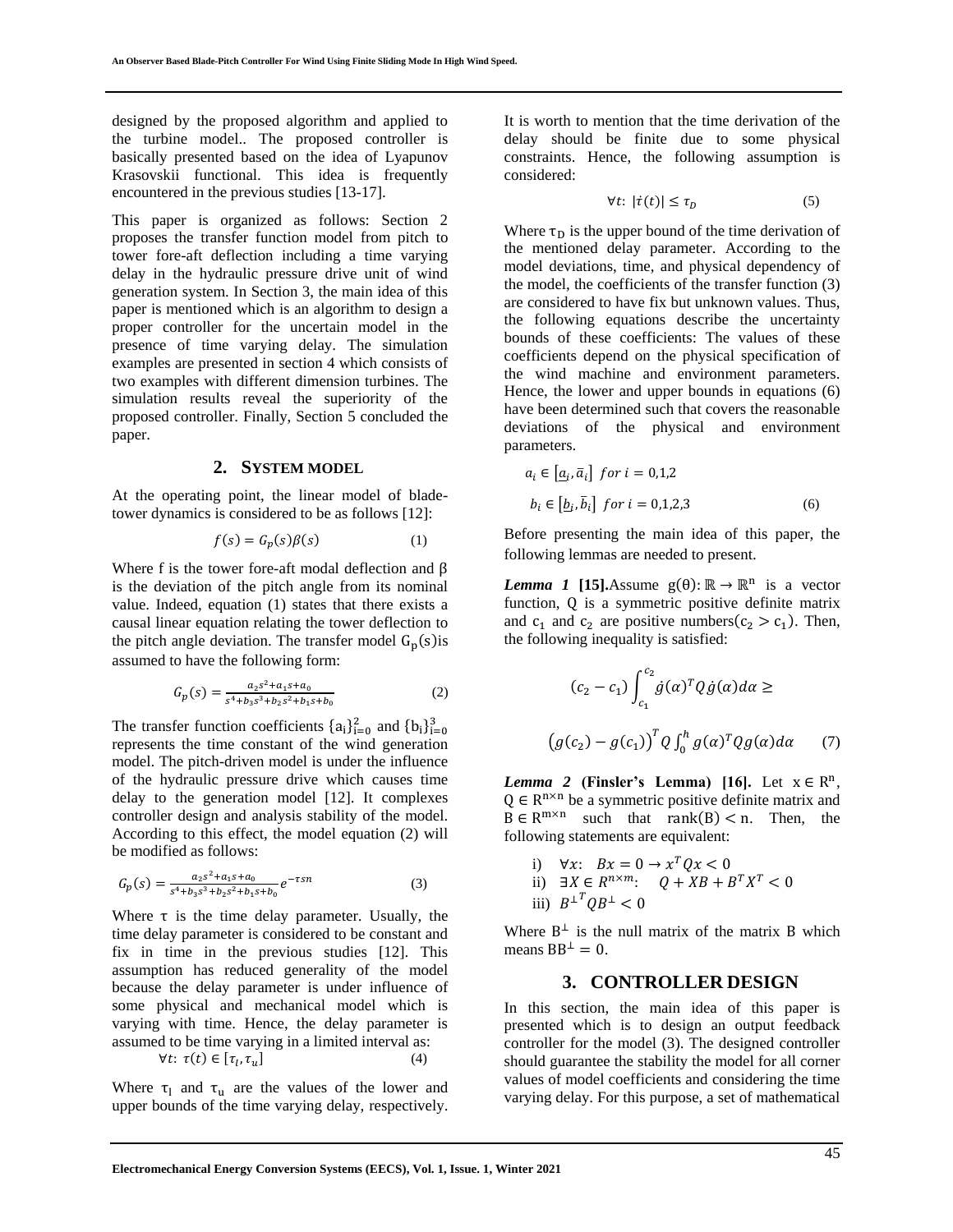designed by the proposed algorithm and applied to the turbine model.. The proposed controller is basically presented based on the idea of Lyapunov Krasovskii functional. This idea is frequently encountered in the previous studies [13-17].

This paper is organized as follows: Section 2 proposes the transfer function model from pitch to tower fore-aft deflection including a time varying delay in the hydraulic pressure drive unit of wind generation system. In Section 3, the main idea of this paper is mentioned which is an algorithm to design a proper controller for the uncertain model in the presence of time varying delay. The simulation examples are presented in section 4 which consists of two examples with different dimension turbines. The simulation results reveal the superiority of the proposed controller. Finally, Section 5 concluded the paper.

## 2. SYSTEM MODEL

At the operating point, the linear model of blade-tower dynamics is considered to be as follows [12]:

$$f(s) = G_p(s)\beta(s) \tag{1}$$

Where f is the tower fore-aft modal deflection and β is the deviation of the pitch angle from its nominal value. Indeed, equation (1) states that there exists a causal linear equation relating the tower deflection to the pitch angle deviation. The transfer model $G_p(s)$is assumed to have the following form:

$$G_p(s) = \frac{a_2s^2+a_1s+a_0}{s^4+b_3s^3+b_2s^2+b_1s+b_0} \tag{2}$$

The transfer function coefficients $\{a_i\}_{i=0}^{2}$ and $\{b_i\}_{i=0}^{3}$ represents the time constant of the wind generation model. The pitch-driven model is under the influence of the hydraulic pressure drive which causes time delay to the generation model [12]. It complexes controller design and analysis stability of the model. According to this effect, the model equation (2) will be modified as follows:

$$G_p(s) = \frac{a_2s^2+a_1s+a_0}{s^4+b_3s^3+b_2s^2+b_1s+b_0}e^{-\tau sn} \tag{3}$$

Where τ is the time delay parameter. Usually, the time delay parameter is considered to be constant and fix in time in the previous studies [12]. This assumption has reduced generality of the model because the delay parameter is under influence of some physical and mechanical model which is varying with time. Hence, the delay parameter is assumed to be time varying in a limited interval as:

$$\forall t:\ \tau(t) \in [\tau_l, \tau_u] \tag{4}$$

Where $\tau_l$ and $\tau_u$ are the values of the lower and upper bounds of the time varying delay, respectively.

It is worth to mention that the time derivation of the delay should be finite due to some physical constraints. Hence, the following assumption is considered:

$$\forall t:\ |\dot{\tau}(t)| \le \tau_D \tag{5}$$

Where $\tau_D$ is the upper bound of the time derivation of the mentioned delay parameter. According to the model deviations, time, and physical dependency of the model, the coefficients of the transfer function (3) are considered to have fix but unknown values. Thus, the following equations describe the uncertainty bounds of these coefficients: The values of these coefficients depend on the physical specification of the wind machine and environment parameters. Hence, the lower and upper bounds in equations (6) have been determined such that covers the reasonable deviations of the physical and environment parameters.

$$a_i \in [\underline{a}_i, \bar{a}_i]\ \ for\ i = 0,1,2$$
$$b_i \in [\underline{b}_i, \bar{b}_i]\ \ for\ i = 0,1,2,3 \tag{6}$$

Before presenting the main idea of this paper, the following lemmas are needed to present.

***Lemma 1*** **[15].**Assume $g(\theta): \mathbb{R} \to \mathbb{R}^n$ is a vector function, Q is a symmetric positive definite matrix and $c_1$ and $c_2$ are positive numbers($c_2 > c_1$). Then, the following inequality is satisfied:

$$(c_2 - c_1)\int_{c_1}^{c_2} \dot{g}(\alpha)^T Q \dot{g}(\alpha) d\alpha \ge$$

$$\left(g(c_2) - g(c_1)\right)^T Q \int_0^h g(\alpha)^T Q g(\alpha) d\alpha \tag{7}$$

***Lemma 2*** **(Finsler's Lemma) [16].** Let $x \in R^n$, $Q \in R^{n\times n}$ be a symmetric positive definite matrix and $B \in R^{m\times n}$ such that $\mathrm{rank}(B) < n$. Then, the following statements are equivalent:

i) $\forall x:\ \ Bx = 0 \to x^T Q x < 0$
ii) $\exists X \in R^{n\times m}:\ \ \ Q + XB + B^T X^T < 0$
iii) ${B^{\perp}}^T Q B^{\perp} < 0$

Where $B^{\perp}$ is the null matrix of the matrix B which means $BB^{\perp} = 0$.

## 3. CONTROLLER DESIGN

In this section, the main idea of this paper is presented which is to design an output feedback controller for the model (3). The designed controller should guarantee the stability the model for all corner values of model coefficients and considering the time varying delay. For this purpose, a set of mathematical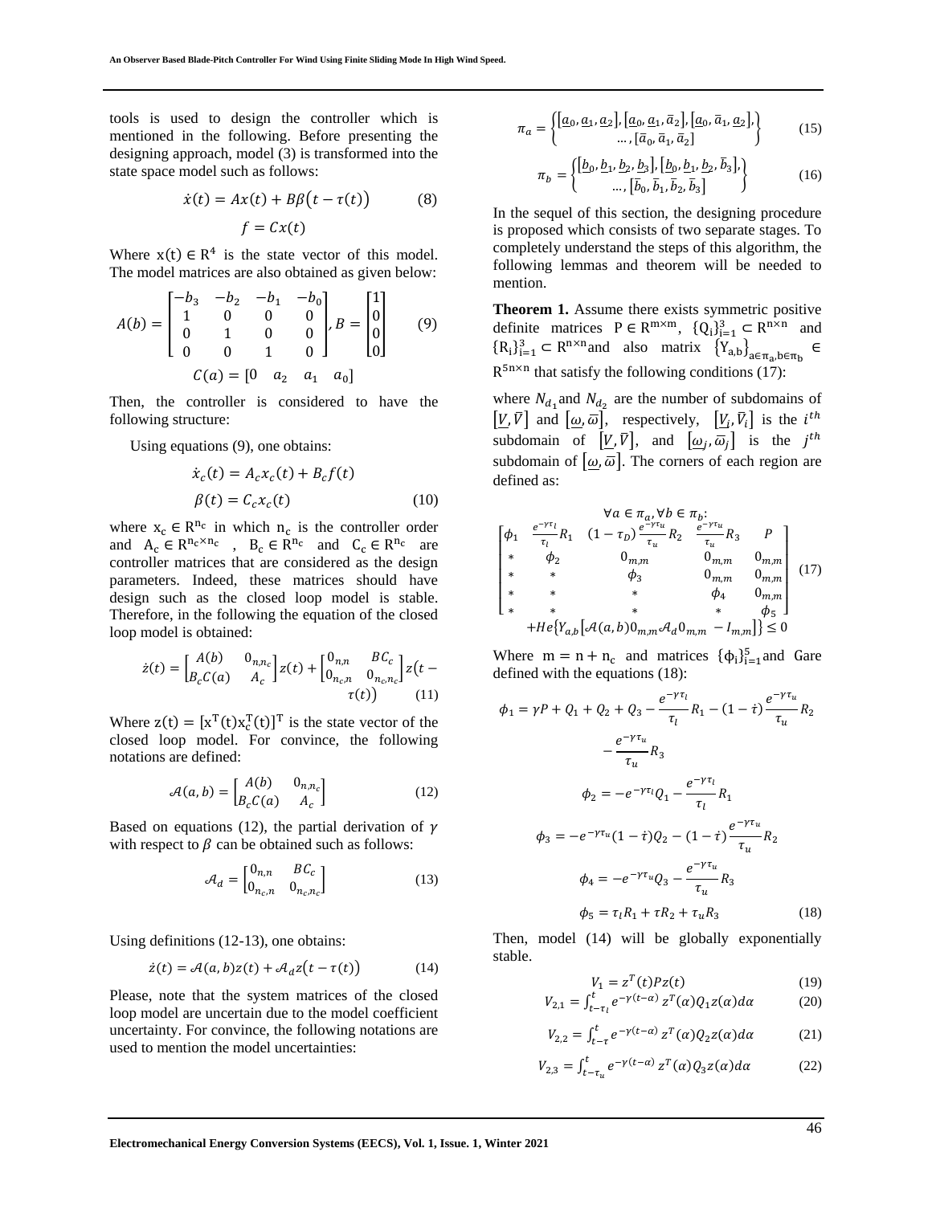tools is used to design the controller which is mentioned in the following. Before presenting the designing approach, model (3) is transformed into the state space model such as follows:

$$\dot{x}(t) = Ax(t) + B\beta\big(t - \tau(t)\big) \quad (8)$$
$$f = Cx(t)$$

Where $x(t) \in R^4$ is the state vector of this model. The model matrices are also obtained as given below:

$$A(b) = \begin{bmatrix} -b_3 & -b_2 & -b_1 & -b_0 \\ 1 & 0 & 0 & 0 \\ 0 & 1 & 0 & 0 \\ 0 & 0 & 1 & 0 \end{bmatrix}, B = \begin{bmatrix} 1 \\ 0 \\ 0 \\ 0 \end{bmatrix} \quad (9)$$
$$C(a) = [0 \quad a_2 \quad a_1 \quad a_0]$$

Then, the controller is considered to have the following structure:

Using equations (9), one obtains:

$$\dot{x}_c(t) = A_c x_c(t) + B_c f(t)$$
$$\beta(t) = C_c x_c(t) \quad (10)$$

where $x_c \in R^{n_c}$ in which $n_c$ is the controller order and $A_c \in R^{n_c \times n_c}$ , $B_c \in R^{n_c}$ and $C_c \in R^{n_c}$ are controller matrices that are considered as the design parameters. Indeed, these matrices should have design such as the closed loop model is stable. Therefore, in the following the equation of the closed loop model is obtained:

$$\dot{z}(t) = \begin{bmatrix} A(b) & 0_{n,n_c} \\ B_c C(a) & A_c \end{bmatrix} z(t) + \begin{bmatrix} 0_{n,n} & BC_c \\ 0_{n_c,n} & 0_{n_c,n_c} \end{bmatrix} z\big(t - \tau(t)\big) \quad (11)$$

Where $z(t) = [x^T(t) x_c^T(t)]^T$ is the state vector of the closed loop model. For convince, the following notations are defined:

$$\mathcal{A}(a,b) = \begin{bmatrix} A(b) & 0_{n,n_c} \\ B_c C(a) & A_c \end{bmatrix} \quad (12)$$

Based on equations (12), the partial derivation of $\gamma$ with respect to $\beta$ can be obtained such as follows:

$$\mathcal{A}_d = \begin{bmatrix} 0_{n,n} & BC_c \\ 0_{n_c,n} & 0_{n_c,n_c} \end{bmatrix} \quad (13)$$

Using definitions (12-13), one obtains:

$$\dot{z}(t) = \mathcal{A}(a,b) z(t) + \mathcal{A}_d z\big(t - \tau(t)\big) \quad (14)$$

Please, note that the system matrices of the closed loop model are uncertain due to the model coefficient uncertainty. For convince, the following notations are used to mention the model uncertainties:

$$\pi_a = \left\{ \begin{matrix} [\underline{a}_0, \underline{a}_1, \underline{a}_2], [\underline{a}_0, \underline{a}_1, \bar{a}_2], [\underline{a}_0, \bar{a}_1, \underline{a}_2], \\ \dots, [\bar{a}_0, \bar{a}_1, \bar{a}_2] \end{matrix} \right\} \quad (15)$$

$$\pi_b = \left\{ \begin{matrix} [\underline{b}_0, \underline{b}_1, \underline{b}_2, \underline{b}_3], [\underline{b}_0, \underline{b}_1, \underline{b}_2, \bar{b}_3], \\ \dots, [\bar{b}_0, \bar{b}_1, \bar{b}_2, \bar{b}_3] \end{matrix} \right\} \quad (16)$$

In the sequel of this section, the designing procedure is proposed which consists of two separate stages. To completely understand the steps of this algorithm, the following lemmas and theorem will be needed to mention.

**Theorem 1.** Assume there exists symmetric positive definite matrices $P \in R^{m \times m}$, $\{Q_i\}_{i=1}^3 \subset R^{n \times n}$ and $\{R_i\}_{i=1}^3 \subset R^{n \times n}$ and also matrix $\{Y_{a,b}\}_{a \in \pi_a, b \in \pi_b} \in R^{5n \times n}$ that satisfy the following conditions (17):

where $N_{d_1}$ and $N_{d_2}$ are the number of subdomains of $[\underline{V}, \bar{V}]$ and $[\underline{\omega}, \bar{\varpi}]$, respectively, $[\underline{V_i}, \bar{V_i}]$ is the $i^{th}$ subdomain of $[\underline{V}, \bar{V}]$, and $[\underline{\omega_j}, \bar{\varpi}_j]$ is the $j^{th}$ subdomain of $[\underline{\omega}, \bar{\varpi}]$. The corners of each region are defined as:

$$\forall a \in \pi_a, \forall b \in \pi_b:$$
$$\begin{bmatrix} \phi_1 & \frac{e^{-\gamma\tau_l}}{\tau_l} R_1 & (1-\tau_D)\frac{e^{-\gamma\tau_u}}{\tau_u} R_2 & \frac{e^{-\gamma\tau_u}}{\tau_u} R_3 & P \\ * & \phi_2 & 0_{m,m} & 0_{m,m} & 0_{m,m} \\ * & * & \phi_3 & 0_{m,m} & 0_{m,m} \\ * & * & * & \phi_4 & 0_{m,m} \\ * & * & * & * & \phi_5 \end{bmatrix} + He\{Y_{a,b}[\mathcal{A}(a,b) 0_{m,m} \mathcal{A}_d 0_{m,m} \; - I_{m,m}]\} \leq 0 \quad (17)$$

Where $m = n + n_c$ and matrices $\{\phi_i\}_{i=1}^5$ and Gare defined with the equations (18):

$$\phi_1 = \gamma P + Q_1 + Q_2 + Q_3 - \frac{e^{-\gamma\tau_l}}{\tau_l} R_1 - (1-\dot{\tau})\frac{e^{-\gamma\tau_u}}{\tau_u} R_2 - \frac{e^{-\gamma\tau_u}}{\tau_u} R_3$$

$$\phi_2 = -e^{-\gamma\tau_l} Q_1 - \frac{e^{-\gamma\tau_l}}{\tau_l} R_1$$

$$\phi_3 = -e^{-\gamma\tau_u}(1-\dot{\tau}) Q_2 - (1-\dot{\tau})\frac{e^{-\gamma\tau_u}}{\tau_u} R_2$$

$$\phi_4 = -e^{-\gamma\tau_u} Q_3 - \frac{e^{-\gamma\tau_u}}{\tau_u} R_3$$

$$\phi_5 = \tau_l R_1 + \tau R_2 + \tau_u R_3 \quad (18)$$

Then, model (14) will be globally exponentially stable.

$$V_1 = z^T(t) P z(t) \quad (19)$$
$$V_{2,1} = \int_{t-\tau_l}^{t} e^{-\gamma(t-\alpha)} z^T(\alpha) Q_1 z(\alpha) d\alpha \quad (20)$$
$$V_{2,2} = \int_{t-\tau}^{t} e^{-\gamma(t-\alpha)} z^T(\alpha) Q_2 z(\alpha) d\alpha \quad (21)$$
$$V_{2,3} = \int_{t-\tau_u}^{t} e^{-\gamma(t-\alpha)} z^T(\alpha) Q_3 z(\alpha) d\alpha \quad (22)$$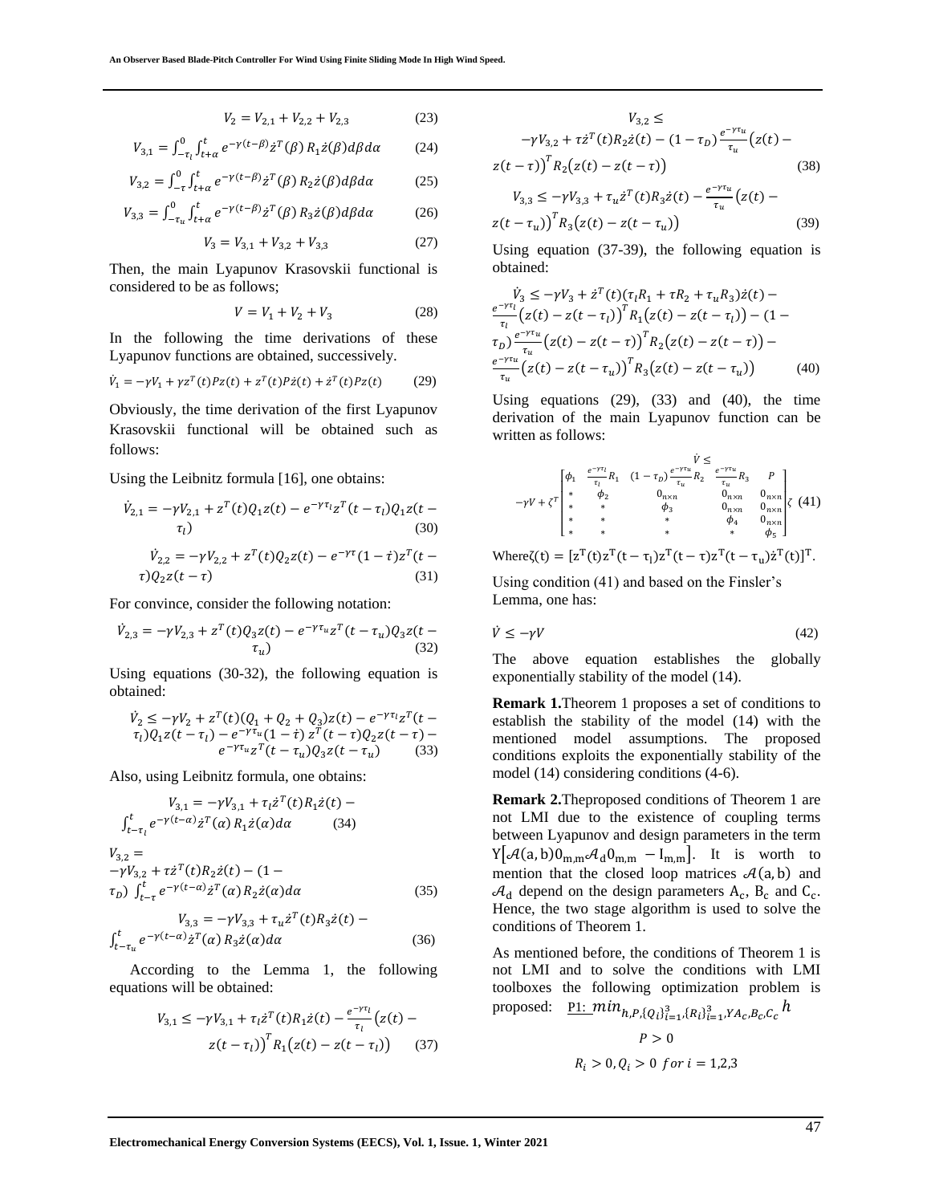$$V_2 = V_{2,1} + V_{2,2} + V_{2,3} \tag{23}$$

$$V_{3,1} = \int_{-\tau_l}^{0}\int_{t+\alpha}^{t} e^{-\gamma(t-\beta)}\dot{z}^T(\beta)\, R_1\dot{z}(\beta)d\beta d\alpha \tag{24}$$

$$V_{3,2} = \int_{-\tau}^{0}\int_{t+\alpha}^{t} e^{-\gamma(t-\beta)}\dot{z}^T(\beta)\, R_2\dot{z}(\beta)d\beta d\alpha \tag{25}$$

$$V_{3,3} = \int_{-\tau_u}^{0}\int_{t+\alpha}^{t} e^{-\gamma(t-\beta)}\dot{z}^T(\beta)\, R_3\dot{z}(\beta)d\beta d\alpha \tag{26}$$

$$V_3 = V_{3,1} + V_{3,2} + V_{3,3} \tag{27}$$

Then, the main Lyapunov Krasovskii functional is considered to be as follows;

$$V = V_1 + V_2 + V_3 \tag{28}$$

In the following the time derivations of these Lyapunov functions are obtained, successively.

$$\dot{V}_1 = -\gamma V_1 + \gamma z^T(t)Pz(t) + z^T(t)P\dot{z}(t) + \dot{z}^T(t)Pz(t) \tag{29}$$

Obviously, the time derivation of the first Lyapunov Krasovskii functional will be obtained such as follows:

Using the Leibnitz formula [16], one obtains:

$$\dot{V}_{2,1} = -\gamma V_{2,1} + z^T(t)Q_1z(t) - e^{-\gamma\tau_l}z^T(t-\tau_l)Q_1z(t-\tau_l) \tag{30}$$

$$\dot{V}_{2,2} = -\gamma V_{2,2} + z^T(t)Q_2z(t) - e^{-\gamma\tau}(1-\dot{\tau})z^T(t-\tau)Q_2z(t-\tau) \tag{31}$$

For convince, consider the following notation:

$$\dot{V}_{2,3} = -\gamma V_{2,3} + z^T(t)Q_3z(t) - e^{-\gamma\tau_u}z^T(t-\tau_u)Q_3z(t-\tau_u) \tag{32}$$

Using equations (30-32), the following equation is obtained:

$$\dot{V}_2 \leq -\gamma V_2 + z^T(t)(Q_1+Q_2+Q_3)z(t) - e^{-\gamma\tau_l}z^T(t-\tau_l)Q_1z(t-\tau_l) - e^{-\gamma\tau_u}(1-\dot{\tau})\, z^T(t-\tau)Q_2z(t-\tau) - e^{-\gamma\tau_u}z^T(t-\tau_u)Q_3z(t-\tau_u) \tag{33}$$

Also, using Leibnitz formula, one obtains:

$$V_{3,1} = -\gamma V_{3,1} + \tau_l\dot{z}^T(t)R_1\dot{z}(t) - \int_{t-\tau_l}^{t} e^{-\gamma(t-\alpha)}\dot{z}^T(\alpha)\, R_1\dot{z}(\alpha)d\alpha \tag{34}$$

$$V_{3,2} = -\gamma V_{3,2} + \tau\dot{z}^T(t)R_2\dot{z}(t) - (1-\tau_D)\int_{t-\tau}^{t} e^{-\gamma(t-\alpha)}\dot{z}^T(\alpha)\, R_2\dot{z}(\alpha)d\alpha \tag{35}$$

$$V_{3,3} = -\gamma V_{3,3} + \tau_u\dot{z}^T(t)R_3\dot{z}(t) - \int_{t-\tau_u}^{t} e^{-\gamma(t-\alpha)}\dot{z}^T(\alpha)\, R_3\dot{z}(\alpha)d\alpha \tag{36}$$

According to the Lemma 1, the following equations will be obtained:

$$V_{3,1} \leq -\gamma V_{3,1} + \tau_l\dot{z}^T(t)R_1\dot{z}(t) - \frac{e^{-\gamma\tau_l}}{\tau_l}\big(z(t)-z(t-\tau_l)\big)^T R_1\big(z(t)-z(t-\tau_l)\big) \tag{37}$$

$$V_{3,2} \leq -\gamma V_{3,2} + \tau\dot{z}^T(t)R_2\dot{z}(t) - (1-\tau_D)\frac{e^{-\gamma\tau_u}}{\tau_u}\big(z(t)-z(t-\tau)\big)^T R_2\big(z(t)-z(t-\tau)\big) \tag{38}$$

$$V_{3,3} \leq -\gamma V_{3,3} + \tau_u\dot{z}^T(t)R_3\dot{z}(t) - \frac{e^{-\gamma\tau_u}}{\tau_u}\big(z(t)-z(t-\tau_u)\big)^T R_3\big(z(t)-z(t-\tau_u)\big) \tag{39}$$

Using equation (37-39), the following equation is obtained:

$$\dot{V}_3 \leq -\gamma V_3 + \dot{z}^T(t)(\tau_lR_1 + \tau R_2 + \tau_uR_3)\dot{z}(t) - \frac{e^{-\gamma\tau_l}}{\tau_l}\big(z(t)-z(t-\tau_l)\big)^T R_1\big(z(t)-z(t-\tau_l)\big) - (1-\tau_D)\frac{e^{-\gamma\tau_u}}{\tau_u}\big(z(t)-z(t-\tau)\big)^T R_2\big(z(t)-z(t-\tau)\big) - \frac{e^{-\gamma\tau_u}}{\tau_u}\big(z(t)-z(t-\tau_u)\big)^T R_3\big(z(t)-z(t-\tau_u)\big) \tag{40}$$

Using equations (29), (33) and (40), the time derivation of the main Lyapunov function can be written as follows:

$$\dot{V} \leq -\gamma V + \zeta^T \begin{bmatrix} \phi_1 & \frac{e^{-\gamma\tau_l}}{\tau_l}R_1 & (1-\tau_D)\frac{e^{-\gamma\tau_u}}{\tau_u}R_2 & \frac{e^{-\gamma\tau_u}}{\tau_u}R_3 & P \\ * & \phi_2 & 0_{n\times n} & 0_{n\times n} & 0_{n\times n} \\ * & * & \phi_3 & 0_{n\times n} & 0_{n\times n} \\ * & * & * & \phi_4 & 0_{n\times n} \\ * & * & * & * & \phi_5 \end{bmatrix}\zeta \tag{41}$$

Where $\zeta(t) = [z^T(t)z^T(t-\tau_l)z^T(t-\tau)z^T(t-\tau_u)\dot{z}^T(t)]^T$.

Using condition (41) and based on the Finsler's Lemma, one has:

$$\dot{V} \leq -\gamma V \tag{42}$$

The above equation establishes the globally exponentially stability of the model (14).

**Remark 1.** Theorem 1 proposes a set of conditions to establish the stability of the model (14) with the mentioned model assumptions. The proposed conditions exploits the exponentially stability of the model (14) considering conditions (4-6).

**Remark 2.** The proposed conditions of Theorem 1 are not LMI due to the existence of coupling terms between Lyapunov and design parameters in the term $Y[\mathcal{A}(a,b)0_{m,m}\mathcal{A}_d0_{m,m} - I_{m,m}]$. It is worth to mention that the closed loop matrices $\mathcal{A}(a,b)$ and $\mathcal{A}_d$ depend on the design parameters $A_c$, $B_c$ and $C_c$. Hence, the two stage algorithm is used to solve the conditions of Theorem 1.

As mentioned before, the conditions of Theorem 1 is not LMI and to solve the conditions with LMI toolboxes the following optimization problem is proposed: P1: $min_{h,P,\{Q_i\}_{i=1}^3,\{R_i\}_{i=1}^3,YA_c,B_c,C_c}\ h$

$$P > 0$$

$$R_i > 0, Q_i > 0 \ for\ i = 1,2,3$$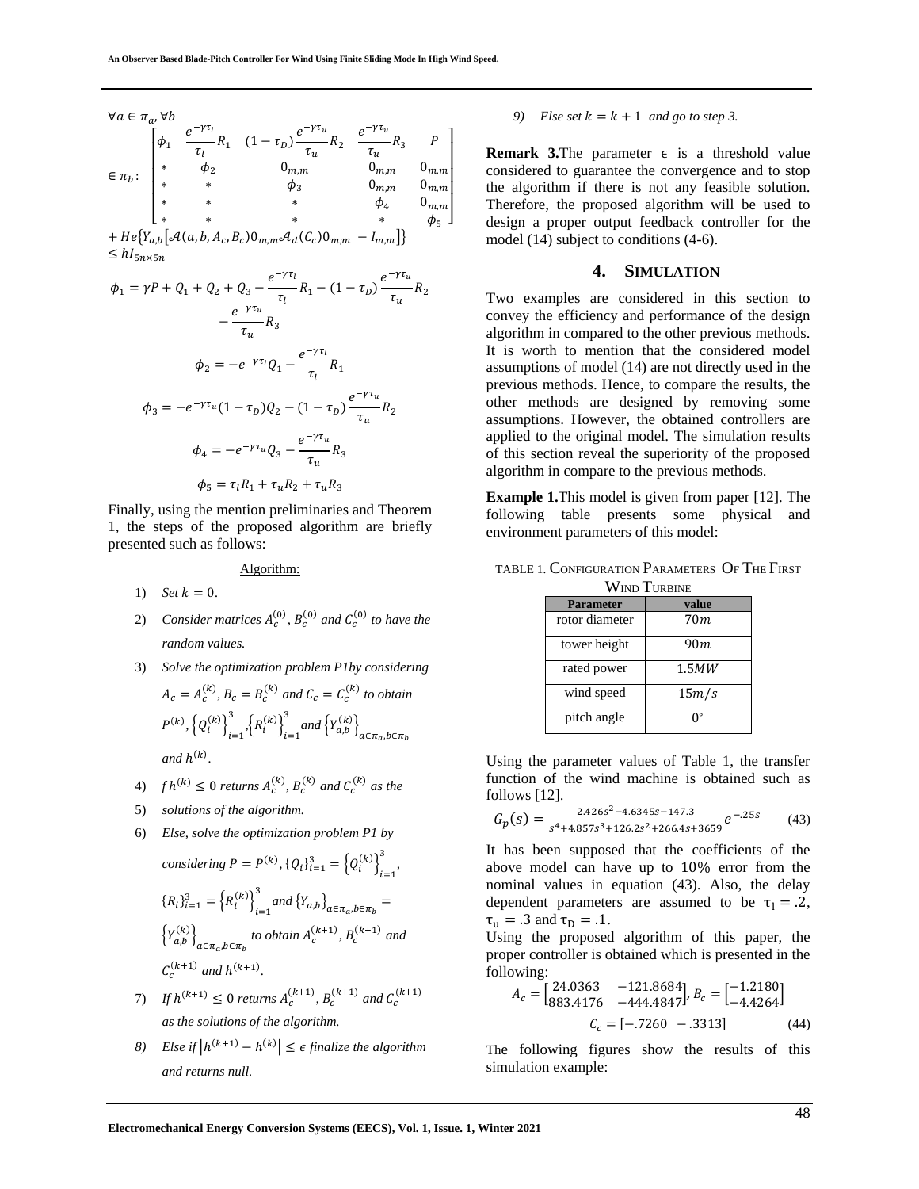$\forall a \in \pi_a, \forall b$

$$\in \pi_b: \begin{bmatrix} \phi_1 & \frac{e^{-\gamma\tau_l}}{\tau_l}R_1 & (1-\tau_D)\frac{e^{-\gamma\tau_u}}{\tau_u}R_2 & \frac{e^{-\gamma\tau_u}}{\tau_u}R_3 & P \\ * & \phi_2 & 0_{m,m} & 0_{m,m} & 0_{m,m} \\ * & * & \phi_3 & 0_{m,m} & 0_{m,m} \\ * & * & * & \phi_4 & 0_{m,m} \\ * & * & * & * & \phi_5 \end{bmatrix}$$

$$+ He\{Y_{a,b}[\mathcal{A}(a,b,A_c,B_c)0_{m,m}\mathcal{A}_d(C_c)0_{m,m} \; - I_{m,m}]\} \leq hI_{5n\times 5n}$$

$$\phi_1 = \gamma P + Q_1 + Q_2 + Q_3 - \frac{e^{-\gamma\tau_l}}{\tau_l}R_1 - (1-\tau_D)\frac{e^{-\gamma\tau_u}}{\tau_u}R_2 - \frac{e^{-\gamma\tau_u}}{\tau_u}R_3$$

$$\phi_2 = -e^{-\gamma\tau_l}Q_1 - \frac{e^{-\gamma\tau_l}}{\tau_l}R_1$$

$$\phi_3 = -e^{-\gamma\tau_u}(1-\tau_D)Q_2 - (1-\tau_D)\frac{e^{-\gamma\tau_u}}{\tau_u}R_2$$

$$\phi_4 = -e^{-\gamma\tau_u}Q_3 - \frac{e^{-\gamma\tau_u}}{\tau_u}R_3$$

$$\phi_5 = \tau_l R_1 + \tau_u R_2 + \tau_u R_3$$

Finally, using the mention preliminaries and Theorem 1, the steps of the proposed algorithm are briefly presented such as follows:

Algorithm:

1) *Set $k = 0$.*
2) *Consider matrices $A_c^{(0)}$, $B_c^{(0)}$ and $C_c^{(0)}$ to have the random values.*
3) *Solve the optimization problem P1by considering $A_c = A_c^{(k)}$, $B_c = B_c^{(k)}$ and $C_c = C_c^{(k)}$ to obtain $P^{(k)}$, $\{Q_i^{(k)}\}_{i=1}^{3}$, $\{R_i^{(k)}\}_{i=1}^{3}$ and $\{Y_{a,b}^{(k)}\}_{a\in\pi_a, b\in\pi_b}$ and $h^{(k)}$.*
4) *$f\,h^{(k)} \leq 0$ returns $A_c^{(k)}$, $B_c^{(k)}$ and $C_c^{(k)}$ as the*
5) *solutions of the algorithm.*
6) *Else, solve the optimization problem P1 by considering $P = P^{(k)}$, $\{Q_i\}_{i=1}^{3} = \{Q_i^{(k)}\}_{i=1}^{3}$, $\{R_i\}_{i=1}^{3} = \{R_i^{(k)}\}_{i=1}^{3}$ and $\{Y_{a,b}\}_{a\in\pi_a, b\in\pi_b} = \{Y_{a,b}^{(k)}\}_{a\in\pi_a, b\in\pi_b}$ to obtain $A_c^{(k+1)}$, $B_c^{(k+1)}$ and $C_c^{(k+1)}$ and $h^{(k+1)}$.*
7) *If $h^{(k+1)} \leq 0$ returns $A_c^{(k+1)}$, $B_c^{(k+1)}$ and $C_c^{(k+1)}$ as the solutions of the algorithm.*
8) *Else if $|h^{(k+1)} - h^{(k)}| \leq \epsilon$ finalize the algorithm and returns null.*
9) *Else set $k = k + 1$ and go to step 3.*

**Remark 3.**The parameter $\epsilon$ is a threshold value considered to guarantee the convergence and to stop the algorithm if there is not any feasible solution. Therefore, the proposed algorithm will be used to design a proper output feedback controller for the model (14) subject to conditions (4-6).

## 4. Simulation

Two examples are considered in this section to convey the efficiency and performance of the design algorithm in compared to the other previous methods. It is worth to mention that the considered model assumptions of model (14) are not directly used in the previous methods. Hence, to compare the results, the other methods are designed by removing some assumptions. However, the obtained controllers are applied to the original model. The simulation results of this section reveal the superiority of the proposed algorithm in compare to the previous methods.

**Example 1.**This model is given from paper [12]. The following table presents some physical and environment parameters of this model:

TABLE 1. Configuration Parameters Of The First Wind Turbine

| Parameter | value |
|---|---|
| rotor diameter | $70m$ |
| tower height | $90m$ |
| rated power | $1.5MW$ |
| wind speed | $15m/s$ |
| pitch angle | $0°$ |

Using the parameter values of Table 1, the transfer function of the wind machine is obtained such as follows [12].

$$G_p(s) = \frac{2.426s^2 - 4.6345s - 147.3}{s^4 + 4.857s^3 + 126.2s^2 + 266.4s + 3659}e^{-.25s} \qquad (43)$$

It has been supposed that the coefficients of the above model can have up to 10% error from the nominal values in equation (43). Also, the delay dependent parameters are assumed to be $\tau_l = .2$, $\tau_u = .3$ and $\tau_D = .1$.

Using the proposed algorithm of this paper, the proper controller is obtained which is presented in the following:

$$A_c = \begin{bmatrix} 24.0363 & -121.8684 \\ 883.4176 & -444.4847 \end{bmatrix}, B_c = \begin{bmatrix} -1.2180 \\ -4.4264 \end{bmatrix}$$

$$C_c = [-.7260 \;\; -.3313] \qquad (44)$$

The following figures show the results of this simulation example: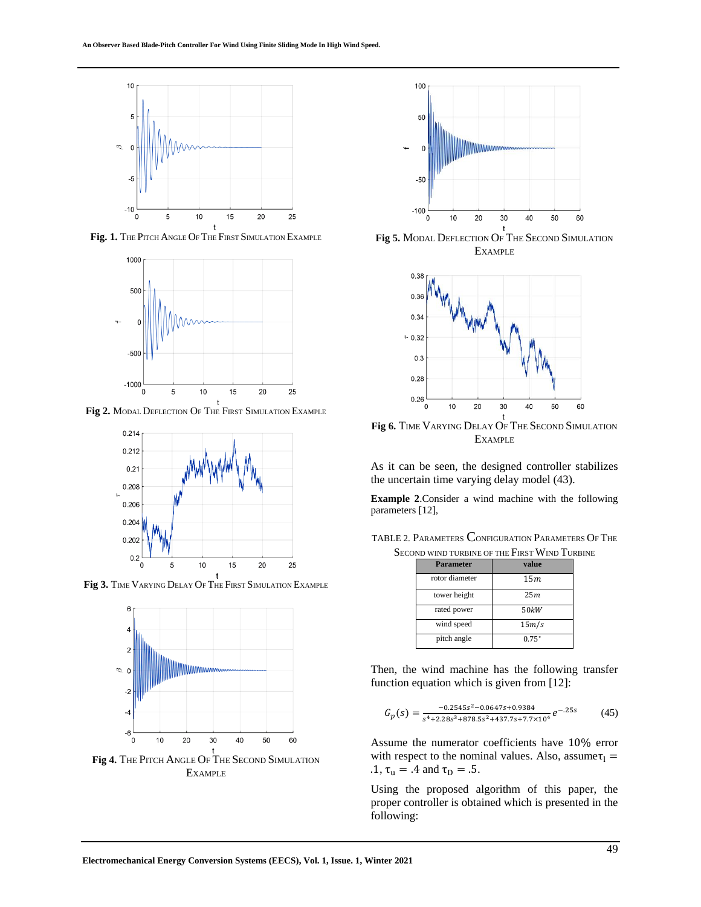**Fig. 1.** The Pitch Angle Of The First Simulation Example

**Fig 2.** Modal Deflection Of The First Simulation Example

**Fig 3.** Time Varying Delay Of The First Simulation Example

**Fig 4.** The Pitch Angle Of The Second Simulation Example

**Fig 5.** Modal Deflection Of The Second Simulation Example

**Fig 6.** Time Varying Delay Of The Second Simulation Example

As it can be seen, the designed controller stabilizes the uncertain time varying delay model (43).

**Example 2**.Consider a wind machine with the following parameters [12],

TABLE 2. Parameters Configuration Parameters Of The Second wind turbine of the First Wind Turbine

| Parameter | value |
|---|---|
| rotor diameter | $15m$ |
| tower height | $25m$ |
| rated power | $50kW$ |
| wind speed | $15m/s$ |
| pitch angle | $0.75^{\circ}$ |

Then, the wind machine has the following transfer function equation which is given from [12]:

$$G_p(s) = \frac{-0.2545s^2 - 0.0647s + 0.9384}{s^4 + 2.28s^3 + 878.5s^2 + 437.7s + 7.7\times10^4} e^{-.25s} \qquad (45)$$

Assume the numerator coefficients have 10% error with respect to the nominal values. Also, assume $\tau_l = .1$, $\tau_u = .4$ and $\tau_D = .5$.

Using the proposed algorithm of this paper, the proper controller is obtained which is presented in the following: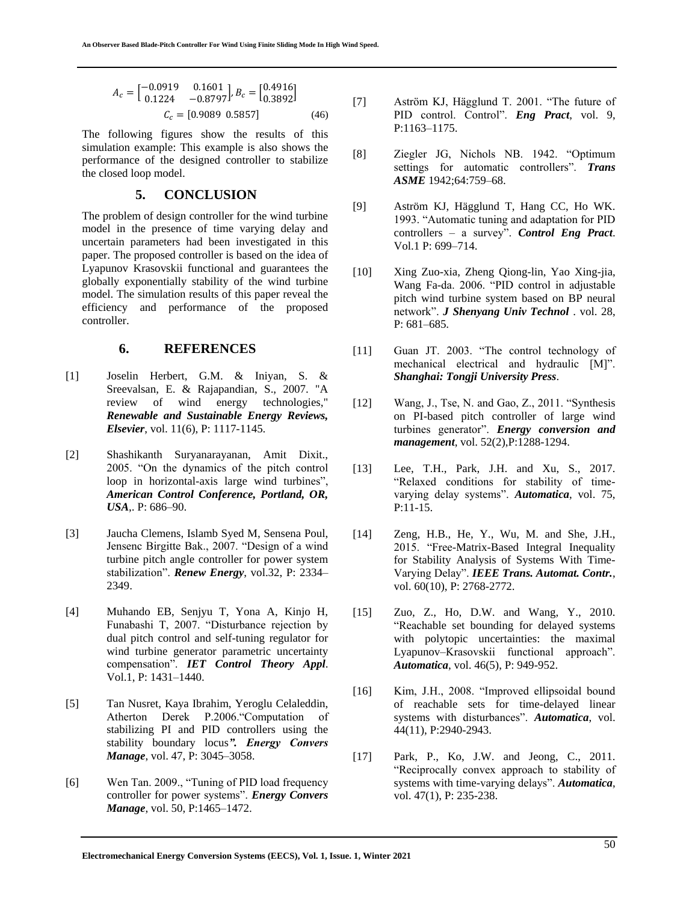$$A_c = \begin{bmatrix} -0.0919 & 0.1601 \\ 0.1224 & -0.8797 \end{bmatrix}, B_c = \begin{bmatrix} 0.4916 \\ 0.3892 \end{bmatrix}$$

$$C_c = [0.9089 \;\; 0.5857] \qquad (46)$$

The following figures show the results of this simulation example: This example is also shows the performance of the designed controller to stabilize the closed loop model.

## 5. CONCLUSION

The problem of design controller for the wind turbine model in the presence of time varying delay and uncertain parameters had been investigated in this paper. The proposed controller is based on the idea of Lyapunov Krasovskii functional and guarantees the globally exponentially stability of the wind turbine model. The simulation results of this paper reveal the efficiency and performance of the proposed controller.

## 6. REFERENCES

[1] Joselin Herbert, G.M. & Iniyan, S. & Sreevalsan, E. & Rajapandian, S., 2007. "A review of wind energy technologies," ***Renewable and Sustainable Energy Reviews, Elsevier***, vol. 11(6), P: 1117-1145.

[2] Shashikanth Suryanarayanan, Amit Dixit., 2005. "On the dynamics of the pitch control loop in horizontal-axis large wind turbines", ***American Control Conference, Portland, OR, USA***,. P: 686–90.

[3] Jaucha Clemens, Islamb Syed M, Sensena Poul, Jensenc Birgitte Bak., 2007. "Design of a wind turbine pitch angle controller for power system stabilization". ***Renew Energy***, vol.32, P: 2334–2349.

[4] Muhando EB, Senjyu T, Yona A, Kinjo H, Funabashi T, 2007. "Disturbance rejection by dual pitch control and self-tuning regulator for wind turbine generator parametric uncertainty compensation". ***IET Control Theory Appl***. Vol.1, P: 1431–1440.

[5] Tan Nusret, Kaya Ibrahim, Yeroglu Celaleddin, Atherton Derek P.2006."Computation of stabilizing PI and PID controllers using the stability boundary locus***". Energy Convers Manage***, vol. 47, P: 3045–3058.

[6] Wen Tan. 2009., "Tuning of PID load frequency controller for power systems". ***Energy Convers Manage***, vol. 50, P:1465–1472.

[7] Aström KJ, Hägglund T. 2001. "The future of PID control. Control". ***Eng Pract***, vol. 9, P:1163–1175.

[8] Ziegler JG, Nichols NB. 1942. "Optimum settings for automatic controllers". ***Trans ASME*** 1942;64:759–68.

[9] Aström KJ, Hägglund T, Hang CC, Ho WK. 1993. "Automatic tuning and adaptation for PID controllers – a survey". ***Control Eng Pract***. Vol.1 P: 699–714.

[10] Xing Zuo-xia, Zheng Qiong-lin, Yao Xing-jia, Wang Fa-da. 2006. "PID control in adjustable pitch wind turbine system based on BP neural network". ***J Shenyang Univ Technol*** . vol. 28, P: 681–685.

[11] Guan JT. 2003. "The control technology of mechanical electrical and hydraulic [M]". ***Shanghai: Tongji University Press***.

[12] Wang, J., Tse, N. and Gao, Z., 2011. "Synthesis on PI-based pitch controller of large wind turbines generator". ***Energy conversion and management***, vol. 52(2),P:1288-1294.

[13] Lee, T.H., Park, J.H. and Xu, S., 2017. "Relaxed conditions for stability of time-varying delay systems". ***Automatica***, vol. 75, P:11-15.

[14] Zeng, H.B., He, Y., Wu, M. and She, J.H., 2015. "Free-Matrix-Based Integral Inequality for Stability Analysis of Systems With Time-Varying Delay". ***IEEE Trans. Automat. Contr.***, vol. 60(10), P: 2768-2772.

[15] Zuo, Z., Ho, D.W. and Wang, Y., 2010. "Reachable set bounding for delayed systems with polytopic uncertainties: the maximal Lyapunov–Krasovskii functional approach". ***Automatica***, vol. 46(5), P: 949-952.

[16] Kim, J.H., 2008. "Improved ellipsoidal bound of reachable sets for time-delayed linear systems with disturbances". ***Automatica***, vol. 44(11), P:2940-2943.

[17] Park, P., Ko, J.W. and Jeong, C., 2011. "Reciprocally convex approach to stability of systems with time-varying delays". ***Automatica***, vol. 47(1), P: 235-238.